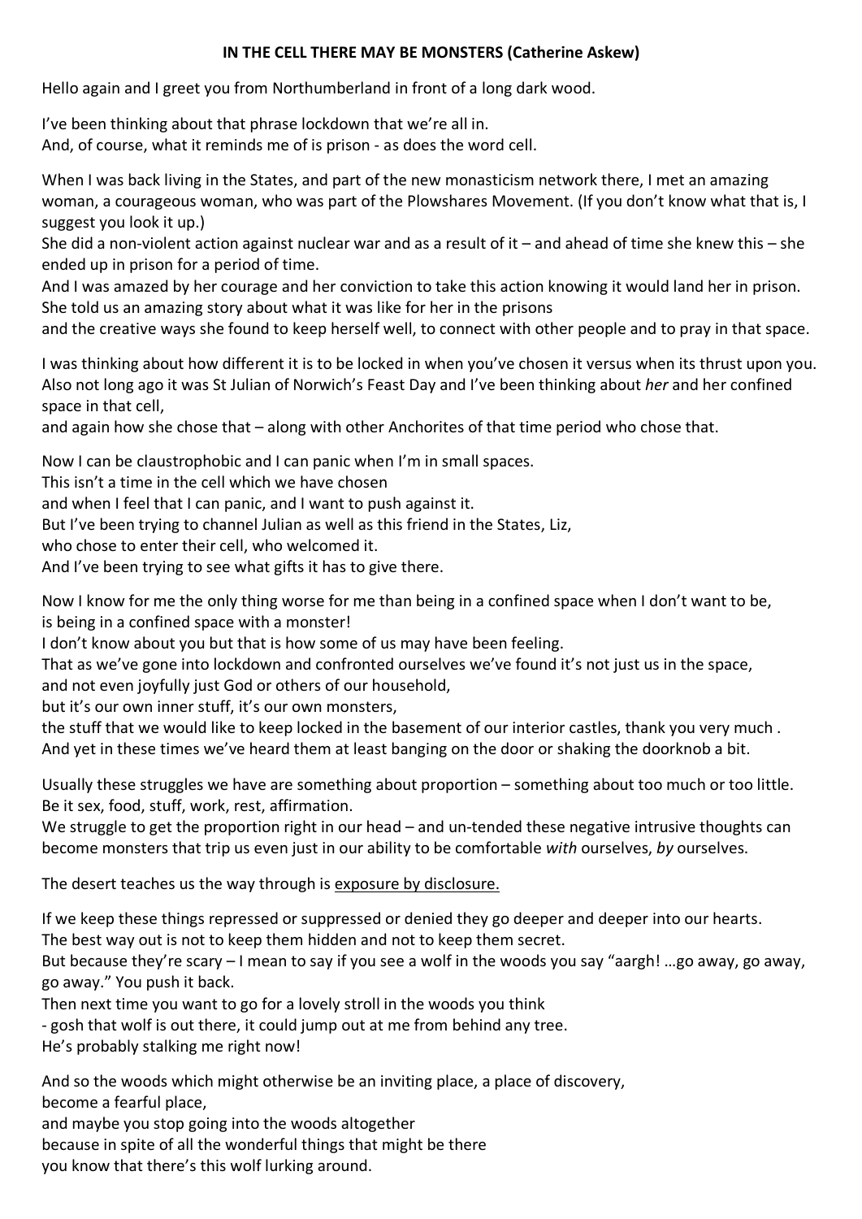**IN THE CELL THERE MAY BE MONSTERS (Catherine Askew)**

Hello again and I greet you from Northumberland in front of a long dark wood.

I've been thinking about that phrase lockdown that we're all in.
And, of course, what it reminds me of is prison - as does the word cell.

When I was back living in the States, and part of the new monasticism network there, I met an amazing woman, a courageous woman, who was part of the Plowshares Movement. (If you don't know what that is, I suggest you look it up.)
She did a non-violent action against nuclear war and as a result of it – and ahead of time she knew this – she ended up in prison for a period of time.
And I was amazed by her courage and her conviction to take this action knowing it would land her in prison.
She told us an amazing story about what it was like for her in the prisons
and the creative ways she found to keep herself well, to connect with other people and to pray in that space.

I was thinking about how different it is to be locked in when you've chosen it versus when its thrust upon you.
Also not long ago it was St Julian of Norwich's Feast Day and I've been thinking about *her* and her confined space in that cell,
and again how she chose that – along with other Anchorites of that time period who chose that.

Now I can be claustrophobic and I can panic when I'm in small spaces.
This isn't a time in the cell which we have chosen
and when I feel that I can panic, and I want to push against it.
But I've been trying to channel Julian as well as this friend in the States, Liz,
who chose to enter their cell, who welcomed it.
And I've been trying to see what gifts it has to give there.

Now I know for me the only thing worse for me than being in a confined space when I don't want to be,
is being in a confined space with a monster!
I don't know about you but that is how some of us may have been feeling.
That as we've gone into lockdown and confronted ourselves we've found it's not just us in the space,
and not even joyfully just God or others of our household,
but it's our own inner stuff, it's our own monsters,
the stuff that we would like to keep locked in the basement of our interior castles, thank you very much .
And yet in these times we've heard them at least banging on the door or shaking the doorknob a bit.

Usually these struggles we have are something about proportion – something about too much or too little.
Be it sex, food, stuff, work, rest, affirmation.
We struggle to get the proportion right in our head – and un-tended these negative intrusive thoughts can become monsters that trip us even just in our ability to be comfortable *with* ourselves, *by* ourselves.

The desert teaches us the way through is <u>exposure by disclosure.</u>

If we keep these things repressed or suppressed or denied they go deeper and deeper into our hearts.
The best way out is not to keep them hidden and not to keep them secret.
But because they're scary – I mean to say if you see a wolf in the woods you say "aargh! …go away, go away, go away." You push it back.
Then next time you want to go for a lovely stroll in the woods you think
- gosh that wolf is out there, it could jump out at me from behind any tree.
He's probably stalking me right now!

And so the woods which might otherwise be an inviting place, a place of discovery,
become a fearful place,
and maybe you stop going into the woods altogether
because in spite of all the wonderful things that might be there
you know that there's this wolf lurking around.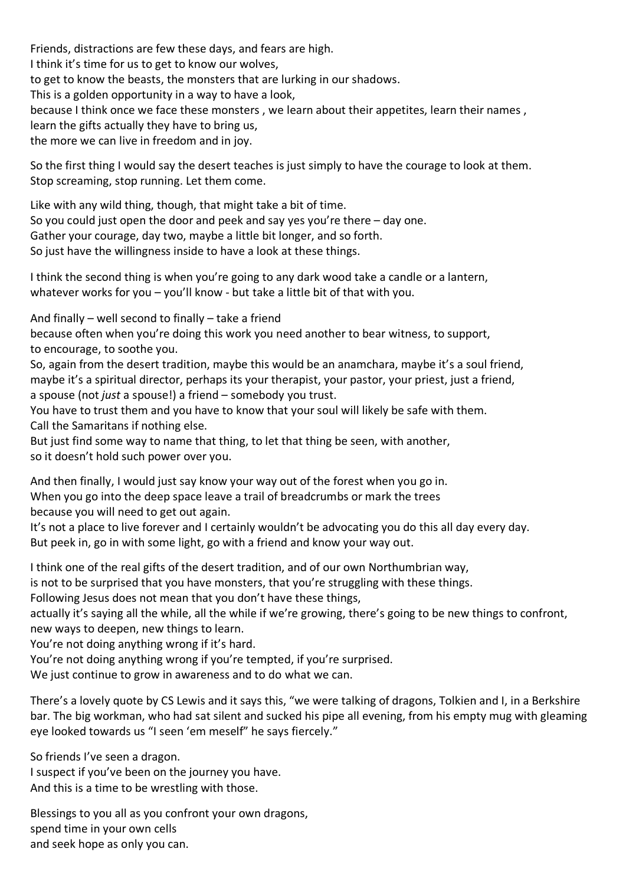Friends, distractions are few these days, and fears are high.
I think it's time for us to get to know our wolves,
to get to know the beasts, the monsters that are lurking in our shadows.
This is a golden opportunity in a way to have a look,
because I think once we face these monsters , we learn about their appetites, learn their names ,
learn the gifts actually they have to bring us,
the more we can live in freedom and in joy.

So the first thing I would say the desert teaches is just simply to have the courage to look at them.
Stop screaming, stop running. Let them come.

Like with any wild thing, though, that might take a bit of time.
So you could just open the door and peek and say yes you're there – day one.
Gather your courage, day two, maybe a little bit longer, and so forth.
So just have the willingness inside to have a look at these things.

I think the second thing is when you're going to any dark wood take a candle or a lantern,
whatever works for you – you'll know - but take a little bit of that with you.

And finally – well second to finally – take a friend
because often when you're doing this work you need another to bear witness, to support,
to encourage, to soothe you.
So, again from the desert tradition, maybe this would be an anamchara, maybe it's a soul friend,
maybe it's a spiritual director, perhaps its your therapist, your pastor, your priest, just a friend,
a spouse (not *just* a spouse!) a friend – somebody you trust.
You have to trust them and you have to know that your soul will likely be safe with them.
Call the Samaritans if nothing else.
But just find some way to name that thing, to let that thing be seen, with another,
so it doesn't hold such power over you.

And then finally, I would just say know your way out of the forest when you go in.
When you go into the deep space leave a trail of breadcrumbs or mark the trees
because you will need to get out again.
It's not a place to live forever and I certainly wouldn't be advocating you do this all day every day.
But peek in, go in with some light, go with a friend and know your way out.

I think one of the real gifts of the desert tradition, and of our own Northumbrian way,
is not to be surprised that you have monsters, that you're struggling with these things.
Following Jesus does not mean that you don't have these things,
actually it's saying all the while, all the while if we're growing, there's going to be new things to confront,
new ways to deepen, new things to learn.
You're not doing anything wrong if it's hard.
You're not doing anything wrong if you're tempted, if you're surprised.
We just continue to grow in awareness and to do what we can.

There's a lovely quote by CS Lewis and it says this, "we were talking of dragons, Tolkien and I, in a Berkshire bar. The big workman, who had sat silent and sucked his pipe all evening, from his empty mug with gleaming eye looked towards us "I seen 'em meself" he says fiercely."

So friends I've seen a dragon.
I suspect if you've been on the journey you have.
And this is a time to be wrestling with those.

Blessings to you all as you confront your own dragons,
spend time in your own cells
and seek hope as only you can.